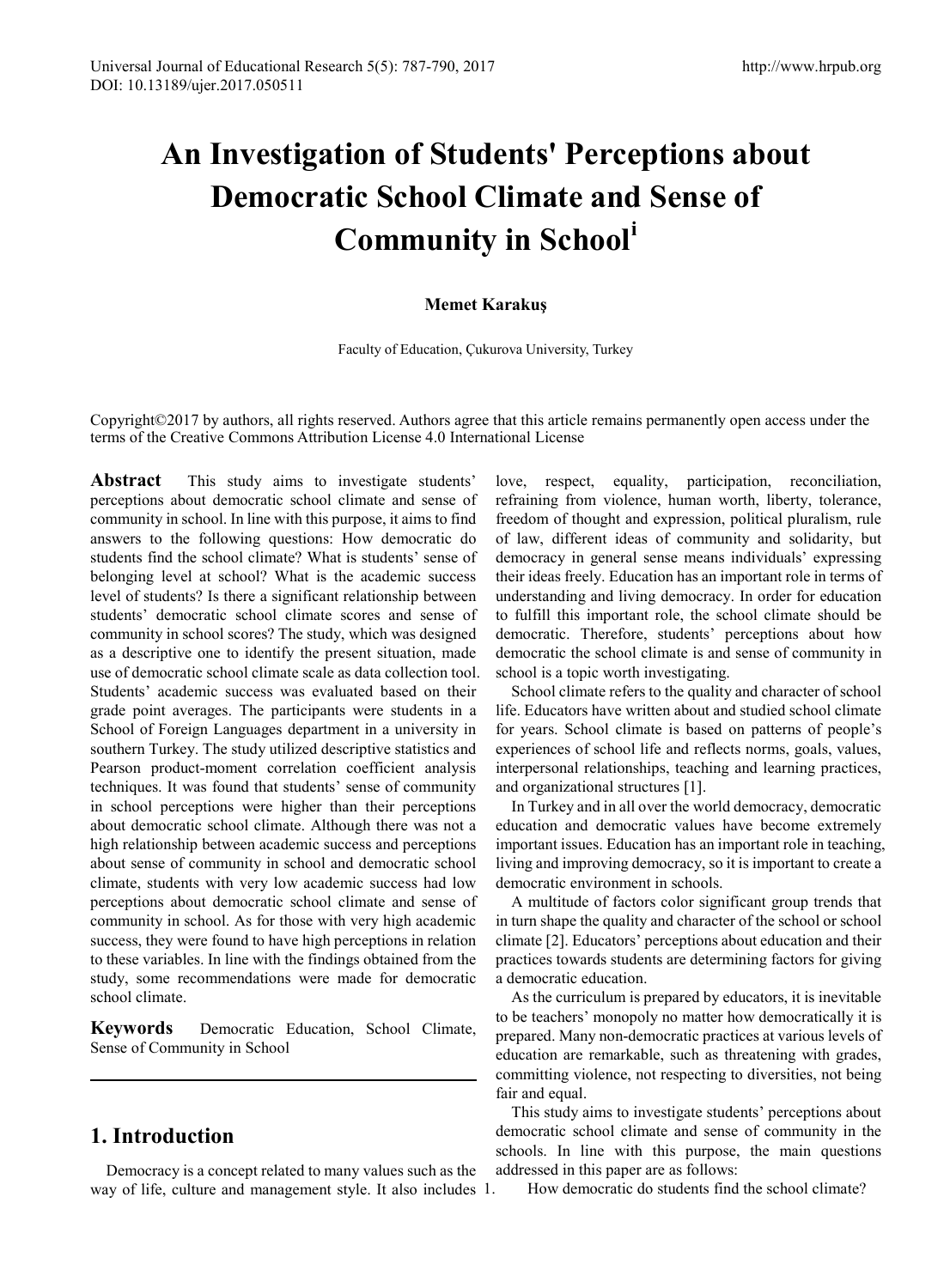# An Investigation of Students' Perceptions about Democratic School Climate and Sense of Community in School[i]

**Memet Karakuş**

Faculty of Education, Çukurova University, Turkey

Copyright©2017 by authors, all rights reserved. Authors agree that this article remains permanently open access under the terms of the Creative Commons Attribution License 4.0 International License

**Abstract** This study aims to investigate students' perceptions about democratic school climate and sense of community in school. In line with this purpose, it aims to find answers to the following questions: How democratic do students find the school climate? What is students' sense of belonging level at school? What is the academic success level of students? Is there a significant relationship between students' democratic school climate scores and sense of community in school scores? The study, which was designed as a descriptive one to identify the present situation, made use of democratic school climate scale as data collection tool. Students' academic success was evaluated based on their grade point averages. The participants were students in a School of Foreign Languages department in a university in southern Turkey. The study utilized descriptive statistics and Pearson product-moment correlation coefficient analysis techniques. It was found that students' sense of community in school perceptions were higher than their perceptions about democratic school climate. Although there was not a high relationship between academic success and perceptions about sense of community in school and democratic school climate, students with very low academic success had low perceptions about democratic school climate and sense of community in school. As for those with very high academic success, they were found to have high perceptions in relation to these variables. In line with the findings obtained from the study, some recommendations were made for democratic school climate.

**Keywords** Democratic Education, School Climate, Sense of Community in School

## 1. Introduction

Democracy is a concept related to many values such as the way of life, culture and management style. It also includes love, respect, equality, participation, reconciliation, refraining from violence, human worth, liberty, tolerance, freedom of thought and expression, political pluralism, rule of law, different ideas of community and solidarity, but democracy in general sense means individuals' expressing their ideas freely. Education has an important role in terms of understanding and living democracy. In order for education to fulfill this important role, the school climate should be democratic. Therefore, students' perceptions about how democratic the school climate is and sense of community in school is a topic worth investigating.

School climate refers to the quality and character of school life. Educators have written about and studied school climate for years. School climate is based on patterns of people's experiences of school life and reflects norms, goals, values, interpersonal relationships, teaching and learning practices, and organizational structures [1].

In Turkey and in all over the world democracy, democratic education and democratic values have become extremely important issues. Education has an important role in teaching, living and improving democracy, so it is important to create a democratic environment in schools.

A multitude of factors color significant group trends that in turn shape the quality and character of the school or school climate [2]. Educators' perceptions about education and their practices towards students are determining factors for giving a democratic education.

As the curriculum is prepared by educators, it is inevitable to be teachers' monopoly no matter how democratically it is prepared. Many non-democratic practices at various levels of education are remarkable, such as threatening with grades, committing violence, not respecting to diversities, not being fair and equal.

This study aims to investigate students' perceptions about democratic school climate and sense of community in the schools. In line with this purpose, the main questions addressed in this paper are as follows:

1. How democratic do students find the school climate?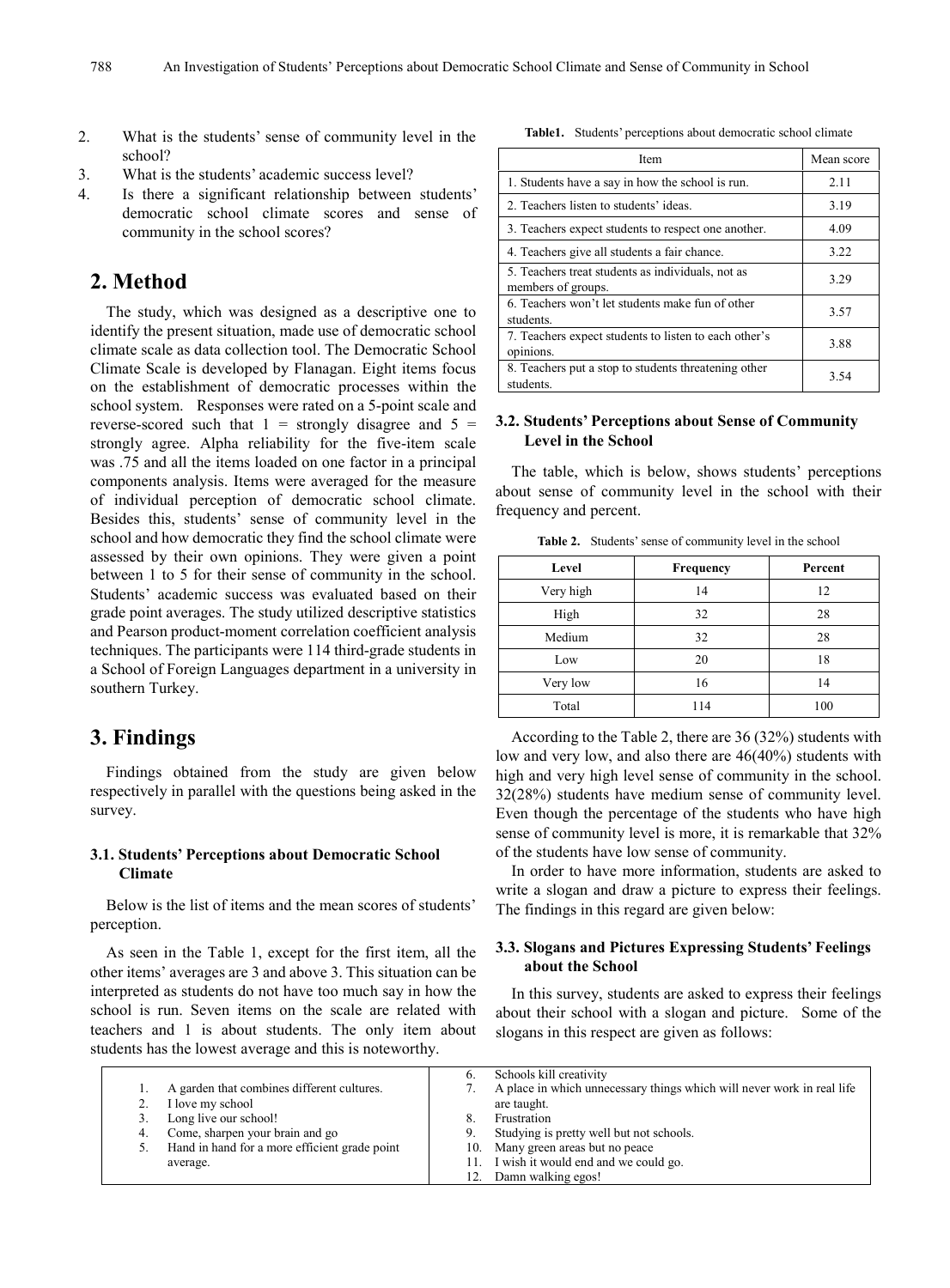2. What is the students' sense of community level in the school?
3. What is the students' academic success level?
4. Is there a significant relationship between students' democratic school climate scores and sense of community in the school scores?

## 2. Method

The study, which was designed as a descriptive one to identify the present situation, made use of democratic school climate scale as data collection tool. The Democratic School Climate Scale is developed by Flanagan. Eight items focus on the establishment of democratic processes within the school system. Responses were rated on a 5-point scale and reverse-scored such that 1 = strongly disagree and 5 = strongly agree. Alpha reliability for the five-item scale was .75 and all the items loaded on one factor in a principal components analysis. Items were averaged for the measure of individual perception of democratic school climate. Besides this, students' sense of community level in the school and how democratic they find the school climate were assessed by their own opinions. They were given a point between 1 to 5 for their sense of community in the school. Students' academic success was evaluated based on their grade point averages. The study utilized descriptive statistics and Pearson product-moment correlation coefficient analysis techniques. The participants were 114 third-grade students in a School of Foreign Languages department in a university in southern Turkey.

## 3. Findings

Findings obtained from the study are given below respectively in parallel with the questions being asked in the survey.

### 3.1. Students' Perceptions about Democratic School Climate

Below is the list of items and the mean scores of students' perception.

**Table1.** Students' perceptions about democratic school climate

| Item | Mean score |
|---|---|
| 1. Students have a say in how the school is run. | 2.11 |
| 2. Teachers listen to students' ideas. | 3.19 |
| 3. Teachers expect students to respect one another. | 4.09 |
| 4. Teachers give all students a fair chance. | 3.22 |
| 5. Teachers treat students as individuals, not as members of groups. | 3.29 |
| 6. Teachers won't let students make fun of other students. | 3.57 |
| 7. Teachers expect students to listen to each other's opinions. | 3.88 |
| 8. Teachers put a stop to students threatening other students. | 3.54 |

As seen in the Table 1, except for the first item, all the other items' averages are 3 and above 3. This situation can be interpreted as students do not have too much say in how the school is run. Seven items on the scale are related with teachers and 1 is about students. The only item about students has the lowest average and this is noteworthy.

### 3.2. Students' Perceptions about Sense of Community Level in the School

The table, which is below, shows students' perceptions about sense of community level in the school with their frequency and percent.

**Table 2.** Students' sense of community level in the school

| Level | Frequency | Percent |
|---|---|---|
| Very high | 14 | 12 |
| High | 32 | 28 |
| Medium | 32 | 28 |
| Low | 20 | 18 |
| Very low | 16 | 14 |
| Total | 114 | 100 |

According to the Table 2, there are 36 (32%) students with low and very low, and also there are 46(40%) students with high and very high level sense of community in the school. 32(28%) students have medium sense of community level. Even though the percentage of the students who have high sense of community level is more, it is remarkable that 32% of the students have low sense of community.

In order to have more information, students are asked to write a slogan and draw a picture to express their feelings. The findings in this regard are given below:

### 3.3. Slogans and Pictures Expressing Students' Feelings about the School

In this survey, students are asked to express their feelings about their school with a slogan and picture. Some of the slogans in this respect are given as follows:

1. A garden that combines different cultures.
2. I love my school
3. Long live our school!
4. Come, sharpen your brain and go
5. Hand in hand for a more efficient grade point average.
6. Schools kill creativity
7. A place in which unnecessary things which will never work in real life are taught.
8. Frustration
9. Studying is pretty well but not schools.
10. Many green areas but no peace
11. I wish it would end and we could go.
12. Damn walking egos!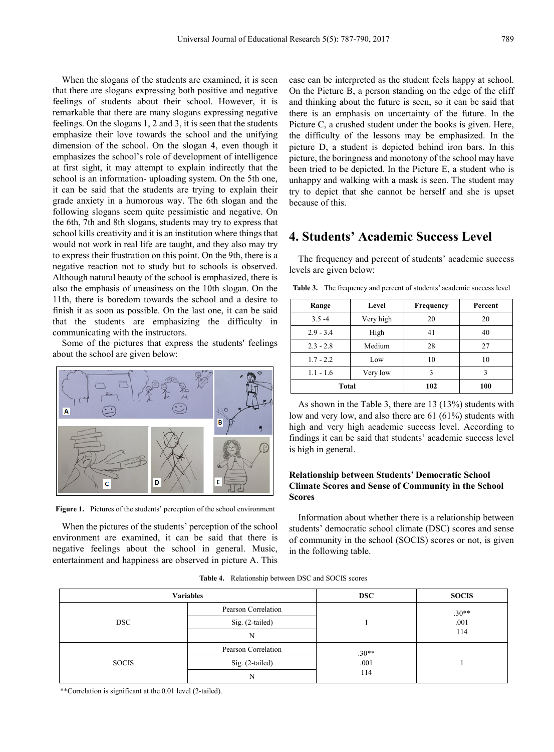When the slogans of the students are examined, it is seen that there are slogans expressing both positive and negative feelings of students about their school. However, it is remarkable that there are many slogans expressing negative feelings. On the slogans 1, 2 and 3, it is seen that the students emphasize their love towards the school and the unifying dimension of the school. On the slogan 4, even though it emphasizes the school's role of development of intelligence at first sight, it may attempt to explain indirectly that the school is an information- uploading system. On the 5th one, it can be said that the students are trying to explain their grade anxiety in a humorous way. The 6th slogan and the following slogans seem quite pessimistic and negative. On the 6th, 7th and 8th slogans, students may try to express that school kills creativity and it is an institution where things that would not work in real life are taught, and they also may try to express their frustration on this point. On the 9th, there is a negative reaction not to study but to schools is observed. Although natural beauty of the school is emphasized, there is also the emphasis of uneasiness on the 10th slogan. On the 11th, there is boredom towards the school and a desire to finish it as soon as possible. On the last one, it can be said that the students are emphasizing the difficulty in communicating with the instructors.

Some of the pictures that express the students' feelings about the school are given below:

**Figure 1.** Pictures of the students' perception of the school environment

When the pictures of the students' perception of the school environment are examined, it can be said that there is negative feelings about the school in general. Music, entertainment and happiness are observed in picture A. This case can be interpreted as the student feels happy at school. On the Picture B, a person standing on the edge of the cliff and thinking about the future is seen, so it can be said that there is an emphasis on uncertainty of the future. In the Picture C, a crushed student under the books is given. Here, the difficulty of the lessons may be emphasized. In the picture D, a student is depicted behind iron bars. In this picture, the boringness and monotony of the school may have been tried to be depicted. In the Picture E, a student who is unhappy and walking with a mask is seen. The student may try to depict that she cannot be herself and she is upset because of this.

## 4. Students' Academic Success Level

The frequency and percent of students' academic success levels are given below:

**Table 3.** The frequency and percent of students' academic success level

| Range | Level | Frequency | Percent |
|---|---|---|---|
| 3.5 -4 | Very high | 20 | 20 |
| 2.9 - 3.4 | High | 41 | 40 |
| 2.3 - 2.8 | Medium | 28 | 27 |
| 1.7 - 2.2 | Low | 10 | 10 |
| 1.1 - 1.6 | Very low | 3 | 3 |
| **Total** | | **102** | **100** |

As shown in the Table 3, there are 13 (13%) students with low and very low, and also there are 61 (61%) students with high and very high academic success level. According to findings it can be said that students' academic success level is high in general.

### Relationship between Students' Democratic School Climate Scores and Sense of Community in the School Scores

Information about whether there is a relationship between students' democratic school climate (DSC) scores and sense of community in the school (SOCIS) scores or not, is given in the following table.

**Table 4.** Relationship between DSC and SOCIS scores

| Variables | | DSC | SOCIS |
|---|---|---|---|
| DSC | Pearson Correlation | 1 | .30** |
| | Sig. (2-tailed) | | .001 |
| | N | | 114 |
| SOCIS | Pearson Correlation | .30** | 1 |
| | Sig. (2-tailed) | .001 | |
| | N | 114 | |

**Correlation is significant at the 0.01 level (2-tailed).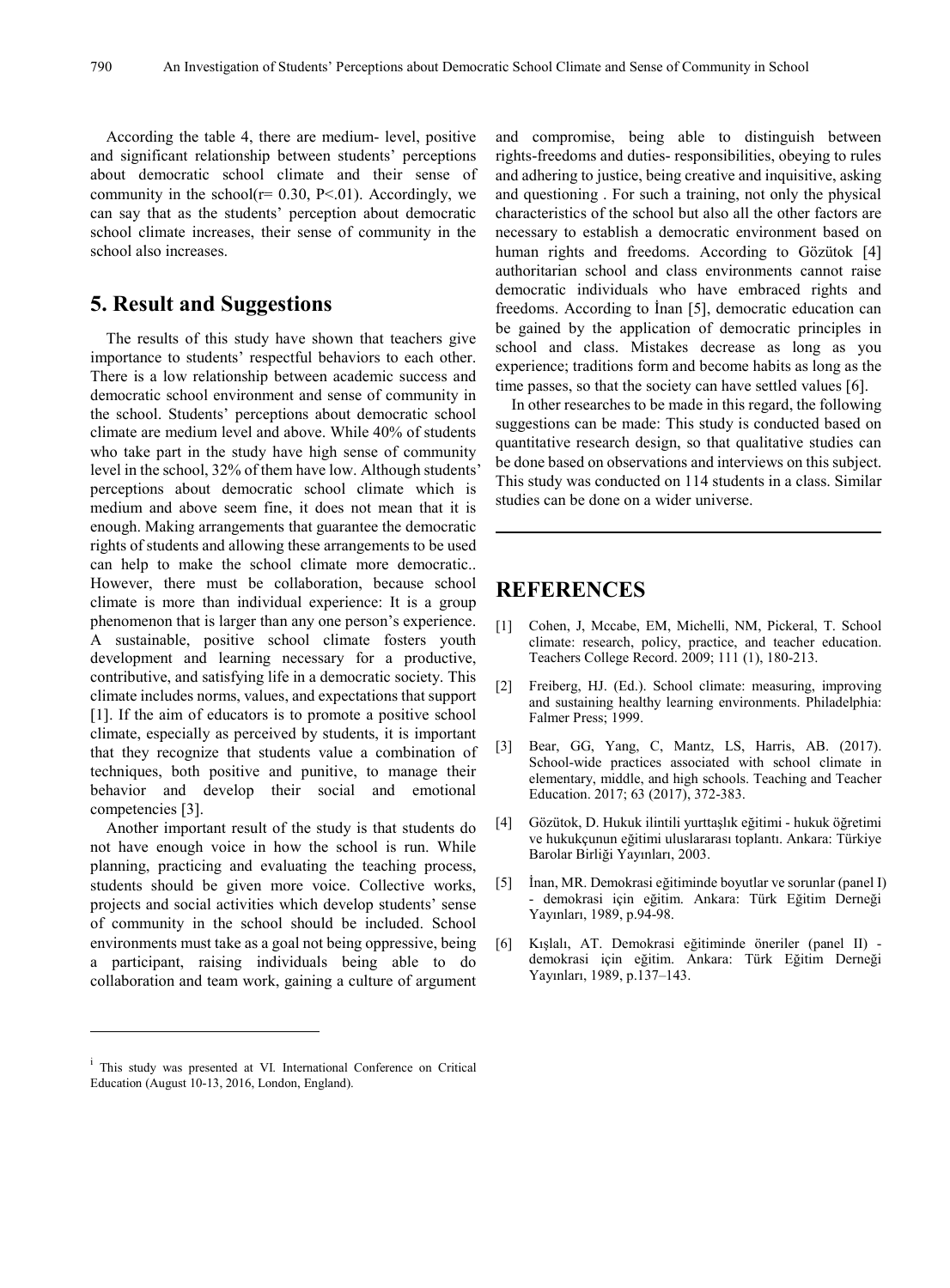According the table 4, there are medium- level, positive and significant relationship between students' perceptions about democratic school climate and their sense of community in the school($r= 0.30$, $P<.01$). Accordingly, we can say that as the students' perception about democratic school climate increases, their sense of community in the school also increases.

## 5. Result and Suggestions

The results of this study have shown that teachers give importance to students' respectful behaviors to each other. There is a low relationship between academic success and democratic school environment and sense of community in the school. Students' perceptions about democratic school climate are medium level and above. While 40% of students who take part in the study have high sense of community level in the school, 32% of them have low. Although students' perceptions about democratic school climate which is medium and above seem fine, it does not mean that it is enough. Making arrangements that guarantee the democratic rights of students and allowing these arrangements to be used can help to make the school climate more democratic.. However, there must be collaboration, because school climate is more than individual experience: It is a group phenomenon that is larger than any one person's experience. A sustainable, positive school climate fosters youth development and learning necessary for a productive, contributive, and satisfying life in a democratic society. This climate includes norms, values, and expectations that support [1]. If the aim of educators is to promote a positive school climate, especially as perceived by students, it is important that they recognize that students value a combination of techniques, both positive and punitive, to manage their behavior and develop their social and emotional competencies [3].

Another important result of the study is that students do not have enough voice in how the school is run. While planning, practicing and evaluating the teaching process, students should be given more voice. Collective works, projects and social activities which develop students' sense of community in the school should be included. School environments must take as a goal not being oppressive, being a participant, raising individuals being able to do collaboration and team work, gaining a culture of argument and compromise, being able to distinguish between rights-freedoms and duties- responsibilities, obeying to rules and adhering to justice, being creative and inquisitive, asking and questioning . For such a training, not only the physical characteristics of the school but also all the other factors are necessary to establish a democratic environment based on human rights and freedoms. According to Gözütok [4] authoritarian school and class environments cannot raise democratic individuals who have embraced rights and freedoms. According to İnan [5], democratic education can be gained by the application of democratic principles in school and class. Mistakes decrease as long as you experience; traditions form and become habits as long as the time passes, so that the society can have settled values [6].

In other researches to be made in this regard, the following suggestions can be made: This study is conducted based on quantitative research design, so that qualitative studies can be done based on observations and interviews on this subject. This study was conducted on 114 students in a class. Similar studies can be done on a wider universe.

[i] This study was presented at VI. International Conference on Critical Education (August 10-13, 2016, London, England).

## REFERENCES

[1] Cohen, J, Mccabe, EM, Michelli, NM, Pickeral, T. School climate: research, policy, practice, and teacher education. Teachers College Record. 2009; 111 (1), 180-213.

[2] Freiberg, HJ. (Ed.). School climate: measuring, improving and sustaining healthy learning environments. Philadelphia: Falmer Press; 1999.

[3] Bear, GG, Yang, C, Mantz, LS, Harris, AB. (2017). School-wide practices associated with school climate in elementary, middle, and high schools. Teaching and Teacher Education. 2017; 63 (2017), 372-383.

[4] Gözütok, D. Hukuk ilintili yurttaşlık eğitimi - hukuk öğretimi ve hukukçunun eğitimi uluslararası toplantı. Ankara: Türkiye Barolar Birliği Yayınları, 2003.

[5] İnan, MR. Demokrasi eğitiminde boyutlar ve sorunlar (panel I) - demokrasi için eğitim. Ankara: Türk Eğitim Derneği Yayınları, 1989, p.94-98.

[6] Kışlalı, AT. Demokrasi eğitiminde öneriler (panel II) - demokrasi için eğitim. Ankara: Türk Eğitim Derneği Yayınları, 1989, p.137–143.